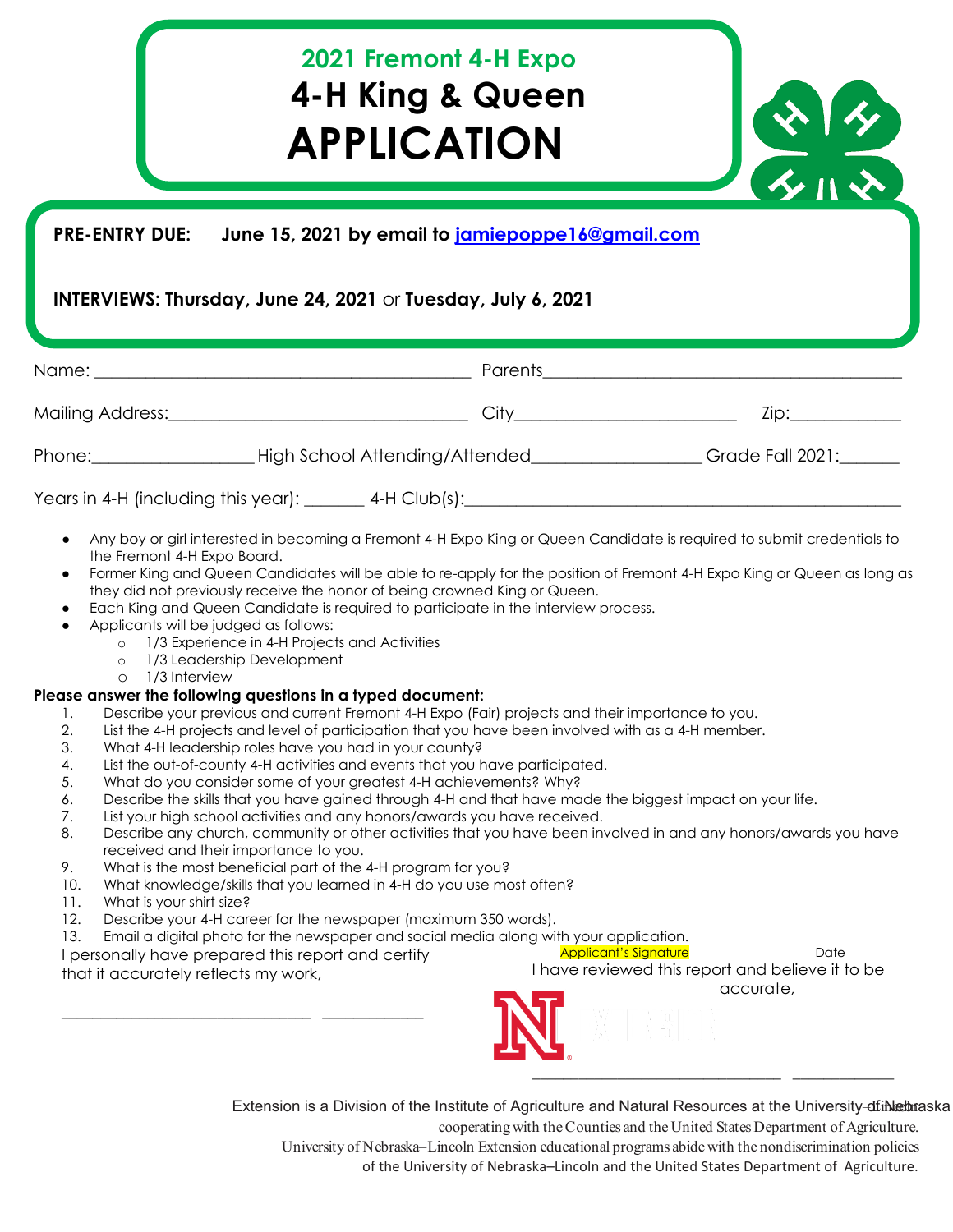## 2021 Fremont 4-H Expo

# 4-H King & Queen APPLICATION

**PRE-ENTRY DUE: June 15, 2021 by email to jamiepoppe16@gmail.com**

**INTERVIEWS: Thursday, June 24, 2021** or **Tuesday, July 6, 2021**

Name: ________________________________________ Parents________________________________________

Mailing Address:________________________________ City________________________ Zip:____________

Phone:_________________ High School Attending/Attended__________________ Grade Fall 2021:______

Years in 4-H (including this year): ______ 4-H Club(s):____________________________________________

- Any boy or girl interested in becoming a Fremont 4-H Expo King or Queen Candidate is required to submit credentials to the Fremont 4-H Expo Board.
- Former King and Queen Candidates will be able to re-apply for the position of Fremont 4-H Expo King or Queen as long as they did not previously receive the honor of being crowned King or Queen.
- Each King and Queen Candidate is required to participate in the interview process.
- Applicants will be judged as follows:
  - 1/3 Experience in 4-H Projects and Activities
  - 1/3 Leadership Development
  - 1/3 Interview

**Please answer the following questions in a typed document:**

1. Describe your previous and current Fremont 4-H Expo (Fair) projects and their importance to you.
2. List the 4-H projects and level of participation that you have been involved with as a 4-H member.
3. What 4-H leadership roles have you had in your county?
4. List the out-of-county 4-H activities and events that you have participated.
5. What do you consider some of your greatest 4-H achievements? Why?
6. Describe the skills that you have gained through 4-H and that have made the biggest impact on your life.
7. List your high school activities and any honors/awards you have received.
8. Describe any church, community or other activities that you have been involved in and any honors/awards you have received and their importance to you.
9. What is the most beneficial part of the 4-H program for you?
10. What knowledge/skills that you learned in 4-H do you use most often?
11. What is your shirt size?
12. Describe your 4-H career for the newspaper (maximum 350 words).
13. Email a digital photo for the newspaper and social media along with your application.

I personally have prepared this report and certify that it accurately reflects my work,

_____________________________ ___________

Applicant's Signature Date

I have reviewed this report and believe it to be accurate,

_____________________________ ___________

Extension is a Division of the Institute of Agriculture and Natural Resources at the University of Nebraska–Lincoln cooperating with the Counties and the United States Department of Agriculture.

University of Nebraska–Lincoln Extension educational programs abide with the nondiscrimination policies of the University of Nebraska–Lincoln and the United States Department of Agriculture.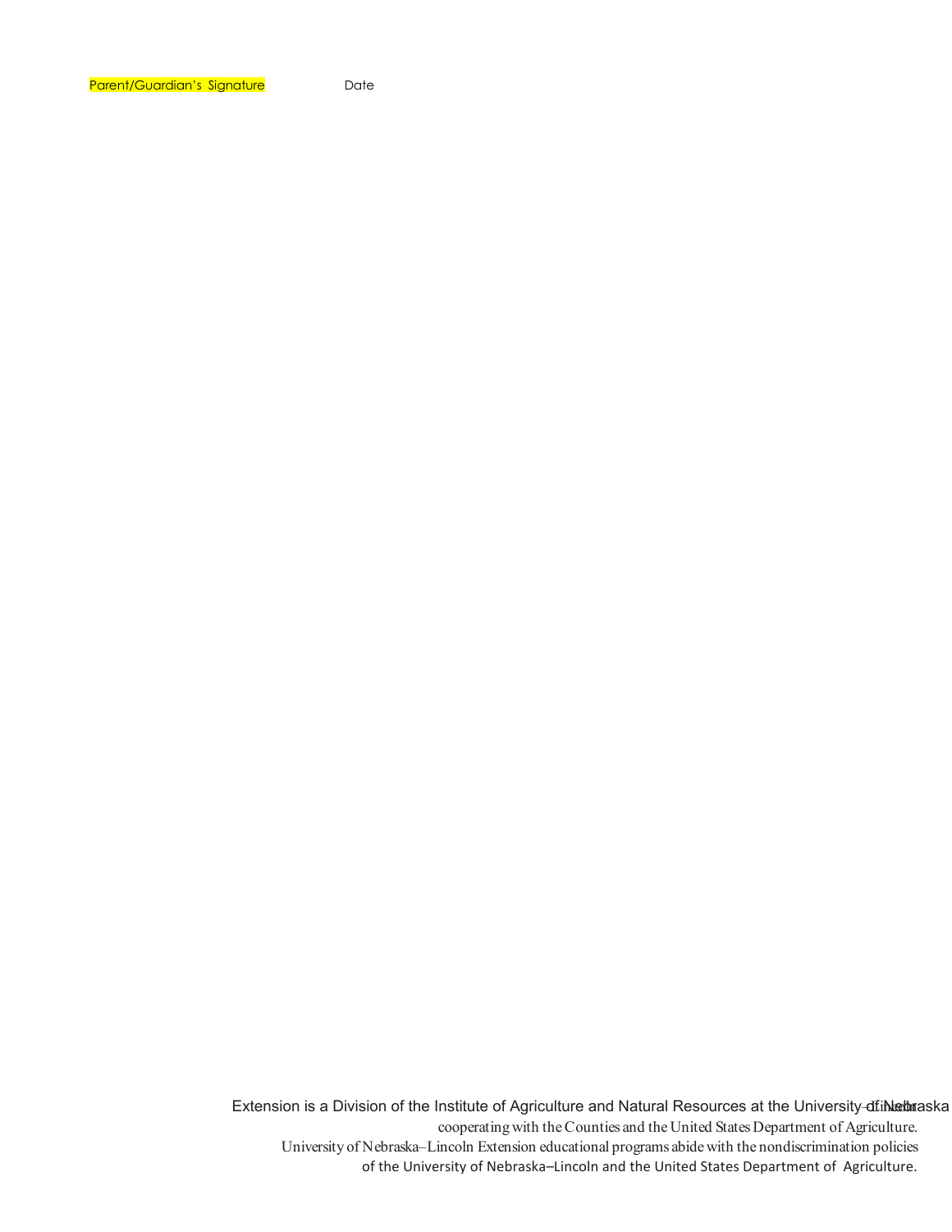Parent/Guardian's Signature Date

Extension is a Division of the Institute of Agriculture and Natural Resources at the University of Nebraska–Lincoln
cooperating with the Counties and the United States Department of Agriculture.
University of Nebraska–Lincoln Extension educational programs abide with the nondiscrimination policies
of the University of Nebraska–Lincoln and the United States Department of Agriculture.